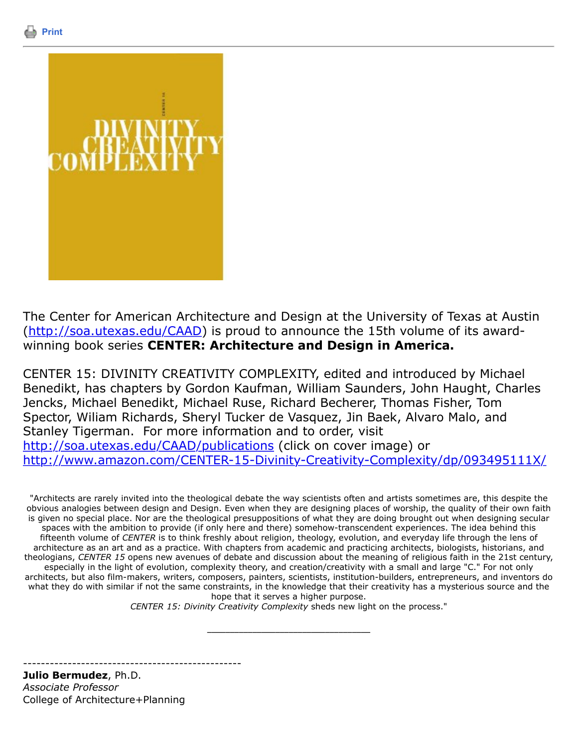Print

The Center for American Architecture and Design at the University of Texas at Austin (http://soa.utexas.edu/CAAD) is proud to announce the 15th volume of its award-winning book series **CENTER: Architecture and Design in America.**

CENTER 15: DIVINITY CREATIVITY COMPLEXITY, edited and introduced by Michael Benedikt, has chapters by Gordon Kaufman, William Saunders, John Haught, Charles Jencks, Michael Benedikt, Michael Ruse, Richard Becherer, Thomas Fisher, Tom Spector, Wiliam Richards, Sheryl Tucker de Vasquez, Jin Baek, Alvaro Malo, and Stanley Tigerman. For more information and to order, visit http://soa.utexas.edu/CAAD/publications (click on cover image) or http://www.amazon.com/CENTER-15-Divinity-Creativity-Complexity/dp/093495111X/

"Architects are rarely invited into the theological debate the way scientists often and artists sometimes are, this despite the obvious analogies between design and Design. Even when they are designing places of worship, the quality of their own faith is given no special place. Nor are the theological presuppositions of what they are doing brought out when designing secular spaces with the ambition to provide (if only here and there) somehow-transcendent experiences. The idea behind this fifteenth volume of *CENTER* is to think freshly about religion, theology, evolution, and everyday life through the lens of architecture as an art and as a practice. With chapters from academic and practicing architects, biologists, historians, and theologians, *CENTER 15* opens new avenues of debate and discussion about the meaning of religious faith in the 21st century, especially in the light of evolution, complexity theory, and creation/creativity with a small and large "C." For not only architects, but also film-makers, writers, composers, painters, scientists, institution-builders, entrepreneurs, and inventors do what they do with similar if not the same constraints, in the knowledge that their creativity has a mysterious source and the hope that it serves a higher purpose.
*CENTER 15: Divinity Creativity Complexity* sheds new light on the process."

---

-------------------------------------------------

**Julio Bermudez**, Ph.D.
*Associate Professor*
College of Architecture+Planning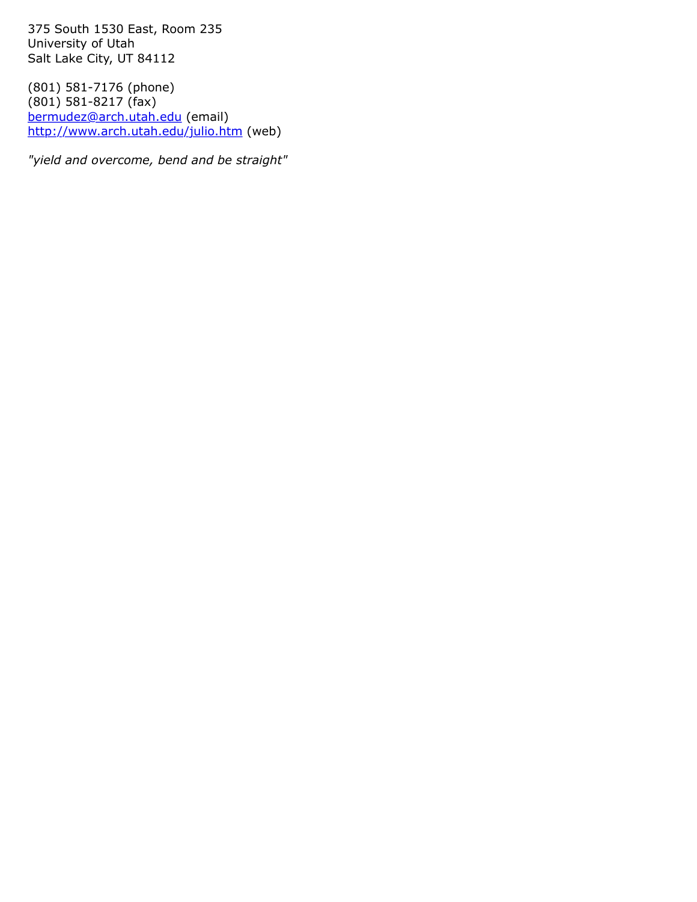375 South 1530 East, Room 235
University of Utah
Salt Lake City, UT 84112

(801) 581-7176 (phone)
(801) 581-8217 (fax)
[bermudez@arch.utah.edu](mailto:bermudez@arch.utah.edu) (email)
[http://www.arch.utah.edu/julio.htm](http://www.arch.utah.edu/julio.htm) (web)

*"yield and overcome, bend and be straight"*